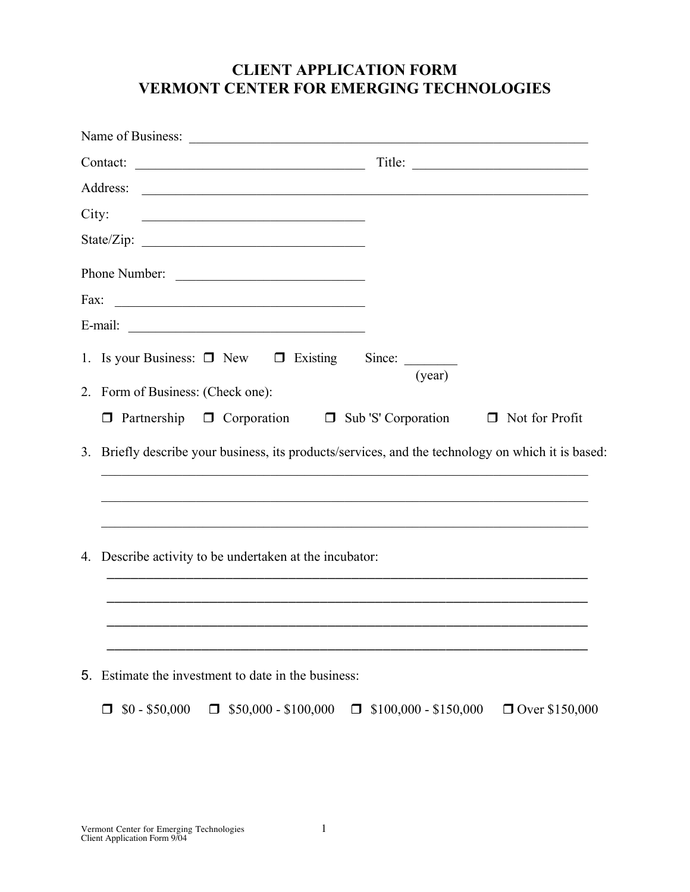# CLIENT APPLICATION FORM
# VERMONT CENTER FOR EMERGING TECHNOLOGIES

Name of Business: ____________________________________________

Contact: ______________________________ Title: ______________________

Address: ____________________________________________

City: ______________________________

State/Zip: ______________________________

Phone Number: ______________________________

Fax: ______________________________

E-mail: ______________________________

1. Is your Business: ❒ New ❒ Existing Since: ________ (year)

2. Form of Business: (Check one):

   ❒ Partnership ❒ Corporation ❒ Sub 'S' Corporation ❒ Not for Profit

3. Briefly describe your business, its products/services, and the technology on which it is based:

   ____________________________________________

   ____________________________________________

   ____________________________________________

4. Describe activity to be undertaken at the incubator:

   ____________________________________________

   ____________________________________________

   ____________________________________________

   ____________________________________________

5. Estimate the investment to date in the business:

   ❒ $0 - $50,000 ❒ $50,000 - $100,000 ❒ $100,000 - $150,000 ❒ Over $150,000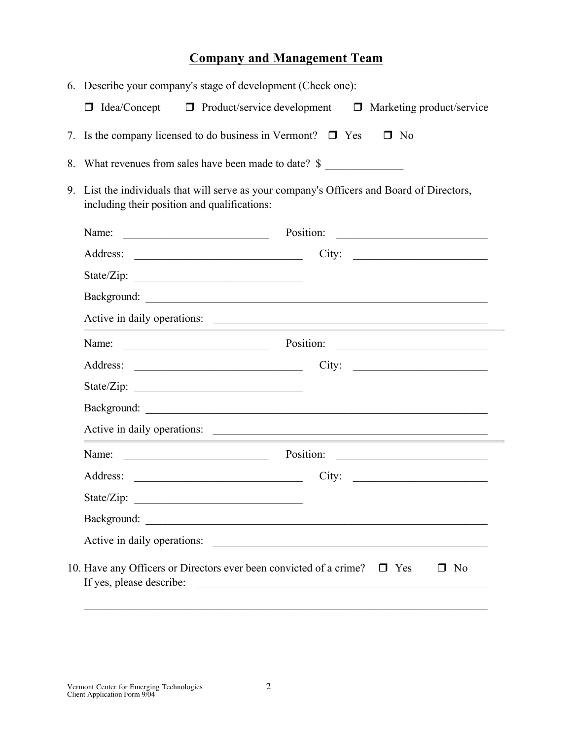## Company and Management Team

6. Describe your company's stage of development (Check one):

   ❒ Idea/Concept  ❒ Product/service development  ❒ Marketing product/service

7. Is the company licensed to do business in Vermont? ❒ Yes ❒ No

8. What revenues from sales have been made to date? $ ______________

9. List the individuals that will serve as your company's Officers and Board of Directors, including their position and qualifications:

   Name: ___________________________ Position: ___________________________

   Address: ______________________________ City: ________________________

   State/Zip: ______________________________

   Background: _______________________________________________________________

   Active in daily operations: _________________________________________________

   ---

   Name: ___________________________ Position: ___________________________

   Address: ______________________________ City: ________________________

   State/Zip: ______________________________

   Background: _______________________________________________________________

   Active in daily operations: _________________________________________________

   ---

   Name: ___________________________ Position: ___________________________

   Address: ______________________________ City: ________________________

   State/Zip: ______________________________

   Background: _______________________________________________________________

   Active in daily operations: _________________________________________________

10. Have any Officers or Directors ever been convicted of a crime? ❒ Yes ❒ No
    If yes, please describe: _________________________________________________________

    __________________________________________________________________________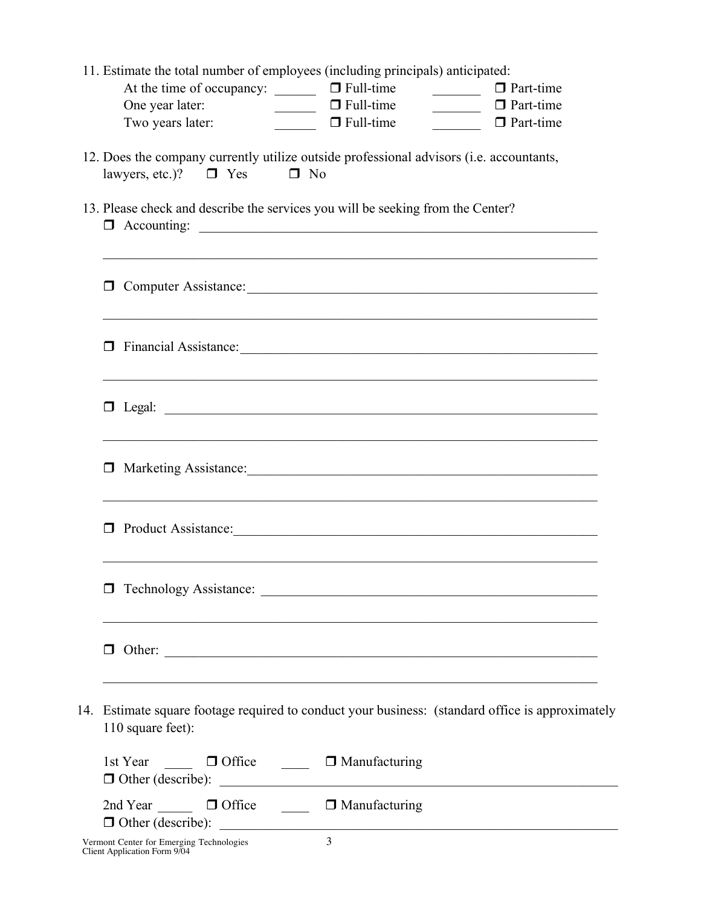11. Estimate the total number of employees (including principals) anticipated:

    At the time of occupancy: ______ ❐ Full-time _______ ❐ Part-time
    One year later: ______ ❐ Full-time _______ ❐ Part-time
    Two years later: ______ ❐ Full-time _______ ❐ Part-time

12. Does the company currently utilize outside professional advisors (i.e. accountants, lawyers, etc.)? ❐ Yes ❐ No

13. Please check and describe the services you will be seeking from the Center?

    ❐ Accounting: ________________________________________________________________

    ________________________________________________________________

    ❐ Computer Assistance: ________________________________________________________________

    ________________________________________________________________

    ❐ Financial Assistance: ________________________________________________________________

    ________________________________________________________________

    ❐ Legal: ________________________________________________________________

    ________________________________________________________________

    ❐ Marketing Assistance: ________________________________________________________________

    ________________________________________________________________

    ❐ Product Assistance: ________________________________________________________________

    ________________________________________________________________

    ❐ Technology Assistance: ________________________________________________________________

    ________________________________________________________________

    ❐ Other: ________________________________________________________________

    ________________________________________________________________

14. Estimate square footage required to conduct your business: (standard office is approximately 110 square feet):

    1st Year ____ ❐ Office ____ ❐ Manufacturing
    ❐ Other (describe): ________________________________________________________________

    2nd Year _____ ❐ Office ____ ❐ Manufacturing
    ❐ Other (describe): ________________________________________________________________

Vermont Center for Emerging Technologies
Client Application Form 9/04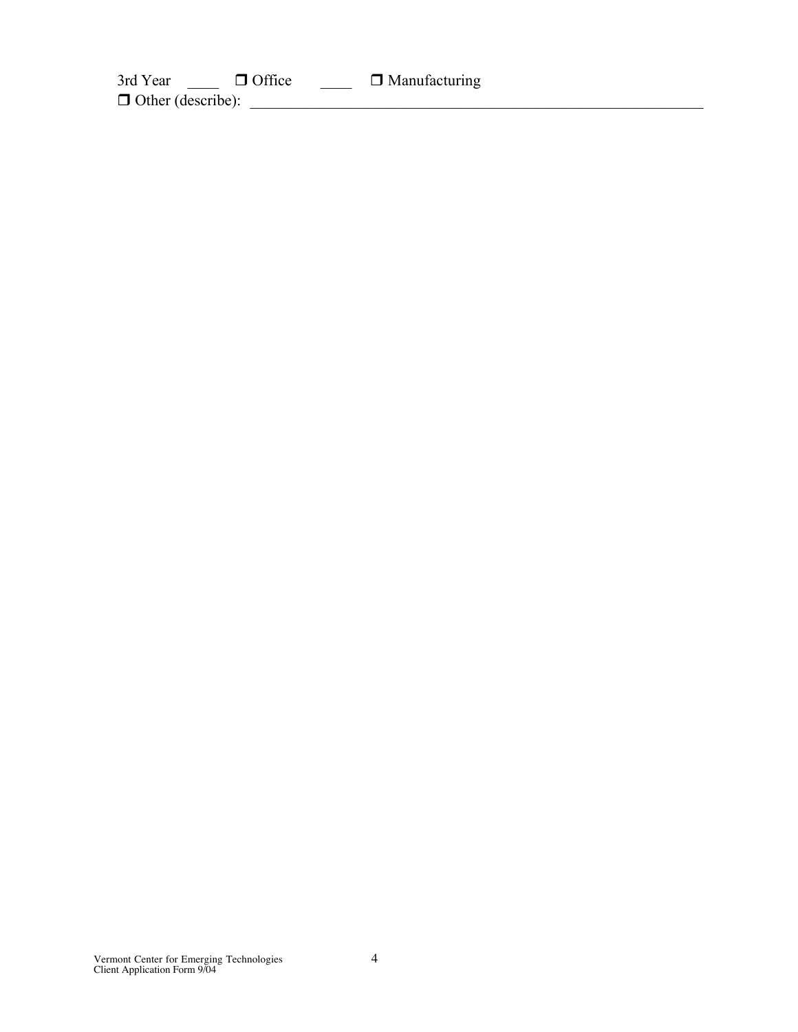3rd Year ____ ❒ Office ____ ❒ Manufacturing

❒ Other (describe): ____________________________________________________________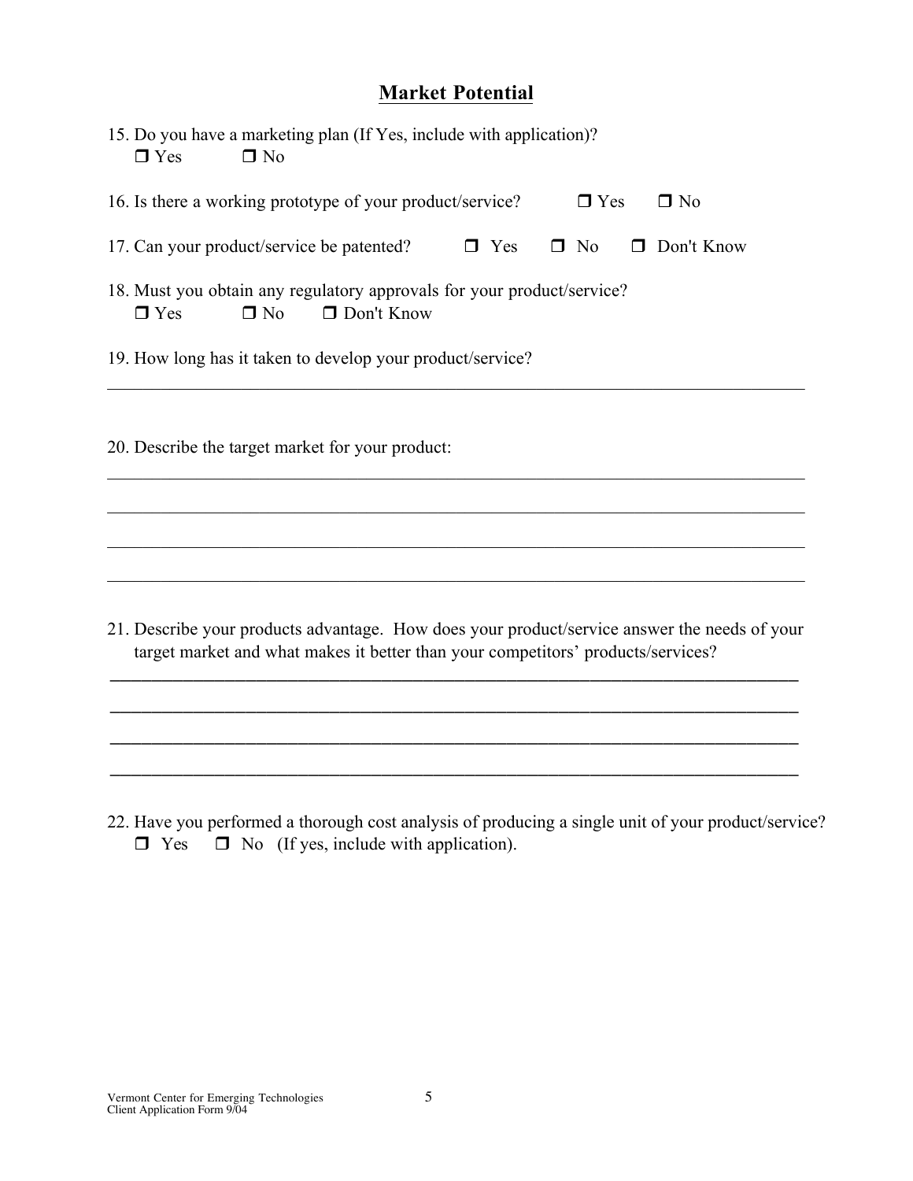## Market Potential

15. Do you have a marketing plan (If Yes, include with application)?
    ☐ Yes ☐ No

16. Is there a working prototype of your product/service? ☐ Yes ☐ No

17. Can your product/service be patented? ☐ Yes ☐ No ☐ Don't Know

18. Must you obtain any regulatory approvals for your product/service?
    ☐ Yes ☐ No ☐ Don't Know

19. How long has it taken to develop your product/service?

_______________________________________________________________________________

20. Describe the target market for your product:

_______________________________________________________________________________

_______________________________________________________________________________

_______________________________________________________________________________

_______________________________________________________________________________

21. Describe your products advantage. How does your product/service answer the needs of your target market and what makes it better than your competitors' products/services?

_______________________________________________________________________________

_______________________________________________________________________________

_______________________________________________________________________________

_______________________________________________________________________________

22. Have you performed a thorough cost analysis of producing a single unit of your product/service?
    ☐ Yes ☐ No (If yes, include with application).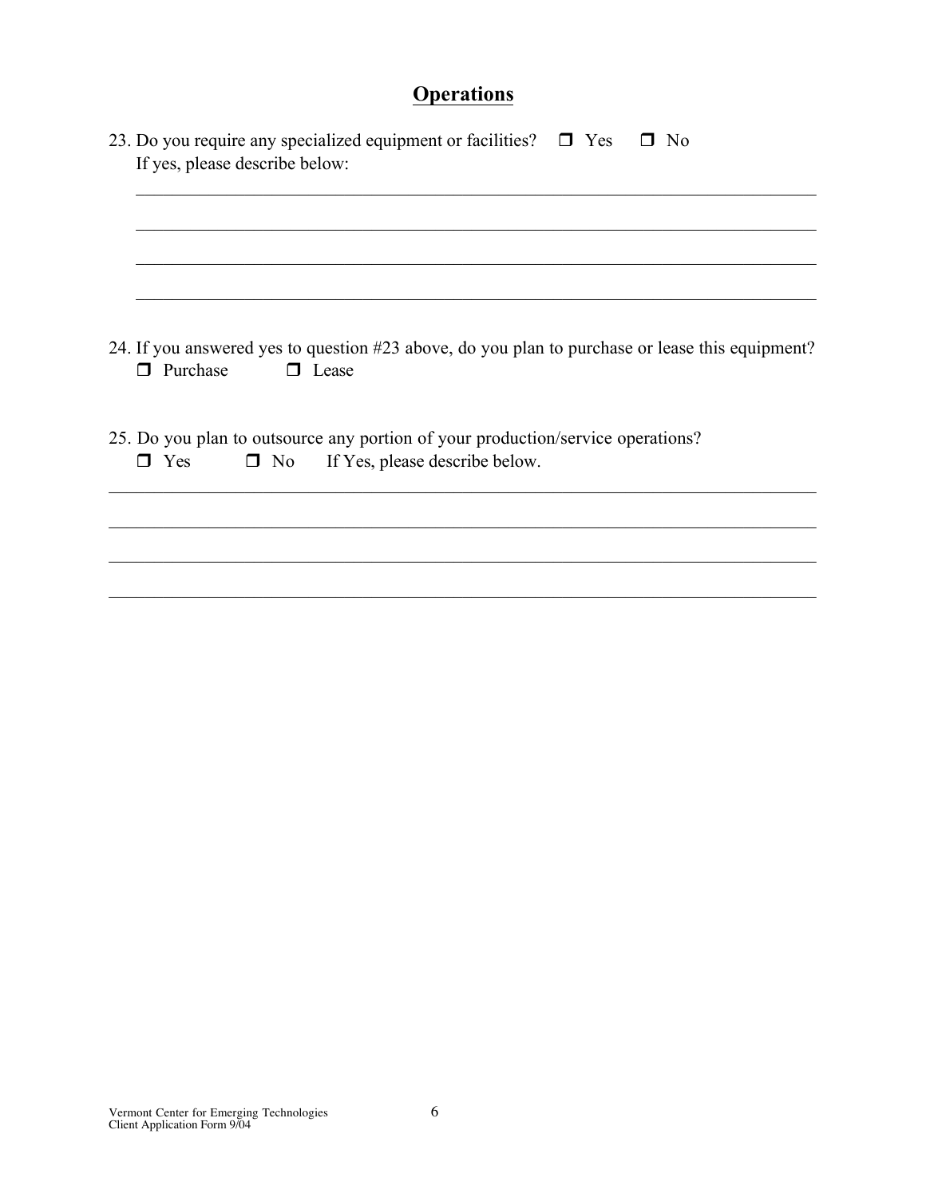## Operations

23. Do you require any specialized equipment or facilities? ☐ Yes ☐ No
    If yes, please describe below:

    \_\_\_\_\_\_\_\_\_\_\_\_\_\_\_\_\_\_\_\_\_\_\_\_\_\_\_\_\_\_\_\_\_\_\_\_\_\_\_\_\_\_\_\_\_\_\_\_\_\_\_\_\_\_\_\_\_\_\_\_\_\_\_\_\_\_\_\_\_\_\_\_

    \_\_\_\_\_\_\_\_\_\_\_\_\_\_\_\_\_\_\_\_\_\_\_\_\_\_\_\_\_\_\_\_\_\_\_\_\_\_\_\_\_\_\_\_\_\_\_\_\_\_\_\_\_\_\_\_\_\_\_\_\_\_\_\_\_\_\_\_\_\_\_\_

    \_\_\_\_\_\_\_\_\_\_\_\_\_\_\_\_\_\_\_\_\_\_\_\_\_\_\_\_\_\_\_\_\_\_\_\_\_\_\_\_\_\_\_\_\_\_\_\_\_\_\_\_\_\_\_\_\_\_\_\_\_\_\_\_\_\_\_\_\_\_\_\_

    \_\_\_\_\_\_\_\_\_\_\_\_\_\_\_\_\_\_\_\_\_\_\_\_\_\_\_\_\_\_\_\_\_\_\_\_\_\_\_\_\_\_\_\_\_\_\_\_\_\_\_\_\_\_\_\_\_\_\_\_\_\_\_\_\_\_\_\_\_\_\_\_

24. If you answered yes to question #23 above, do you plan to purchase or lease this equipment?
    ☐ Purchase ☐ Lease

25. Do you plan to outsource any portion of your production/service operations?
    ☐ Yes ☐ No If Yes, please describe below.

\_\_\_\_\_\_\_\_\_\_\_\_\_\_\_\_\_\_\_\_\_\_\_\_\_\_\_\_\_\_\_\_\_\_\_\_\_\_\_\_\_\_\_\_\_\_\_\_\_\_\_\_\_\_\_\_\_\_\_\_\_\_\_\_\_\_\_\_\_\_\_\_\_\_

\_\_\_\_\_\_\_\_\_\_\_\_\_\_\_\_\_\_\_\_\_\_\_\_\_\_\_\_\_\_\_\_\_\_\_\_\_\_\_\_\_\_\_\_\_\_\_\_\_\_\_\_\_\_\_\_\_\_\_\_\_\_\_\_\_\_\_\_\_\_\_\_\_\_

\_\_\_\_\_\_\_\_\_\_\_\_\_\_\_\_\_\_\_\_\_\_\_\_\_\_\_\_\_\_\_\_\_\_\_\_\_\_\_\_\_\_\_\_\_\_\_\_\_\_\_\_\_\_\_\_\_\_\_\_\_\_\_\_\_\_\_\_\_\_\_\_\_\_

\_\_\_\_\_\_\_\_\_\_\_\_\_\_\_\_\_\_\_\_\_\_\_\_\_\_\_\_\_\_\_\_\_\_\_\_\_\_\_\_\_\_\_\_\_\_\_\_\_\_\_\_\_\_\_\_\_\_\_\_\_\_\_\_\_\_\_\_\_\_\_\_\_\_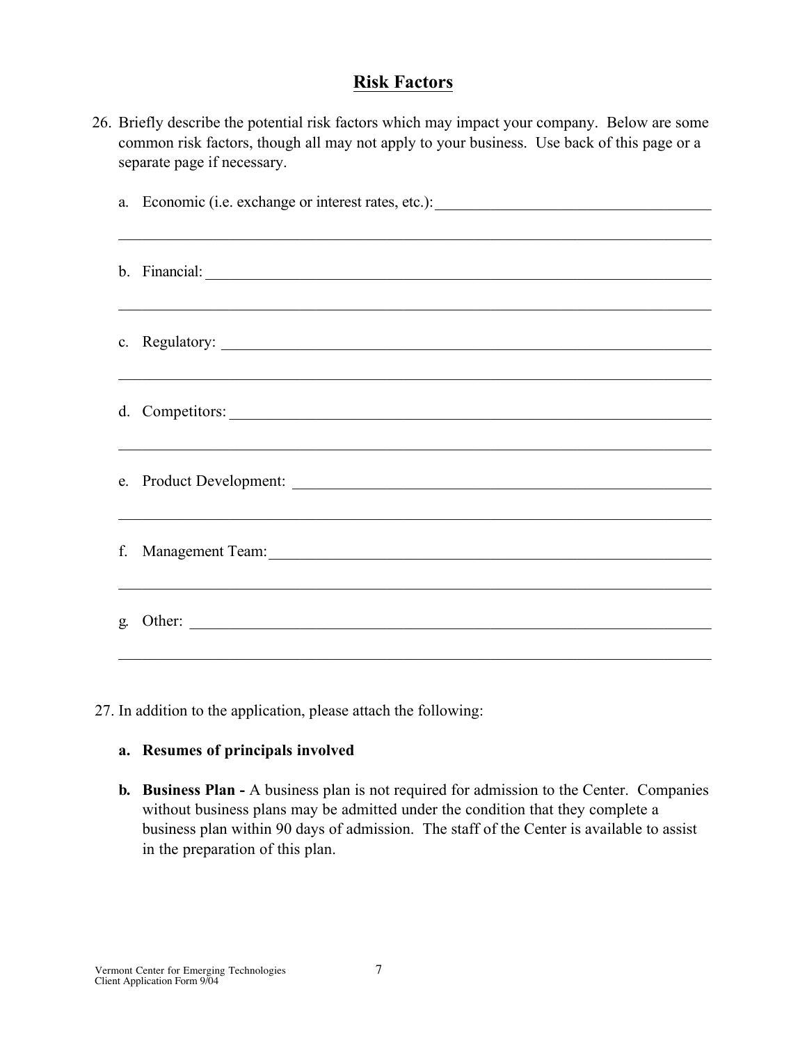## Risk Factors

26. Briefly describe the potential risk factors which may impact your company. Below are some common risk factors, though all may not apply to your business. Use back of this page or a separate page if necessary.

    a. Economic (i.e. exchange or interest rates, etc.):____________________________________

    ________________________________________________________________________________

    b. Financial: ______________________________________________________________

    ________________________________________________________________________________

    c. Regulatory: _____________________________________________________________

    ________________________________________________________________________________

    d. Competitors: ____________________________________________________________

    ________________________________________________________________________________

    e. Product Development: ____________________________________________________

    ________________________________________________________________________________

    f. Management Team:_______________________________________________________

    ________________________________________________________________________________

    g. Other: _________________________________________________________________

    ________________________________________________________________________________

27. In addition to the application, please attach the following:

    **a. Resumes of principals involved**

    **b. Business Plan -** A business plan is not required for admission to the Center. Companies without business plans may be admitted under the condition that they complete a business plan within 90 days of admission. The staff of the Center is available to assist in the preparation of this plan.